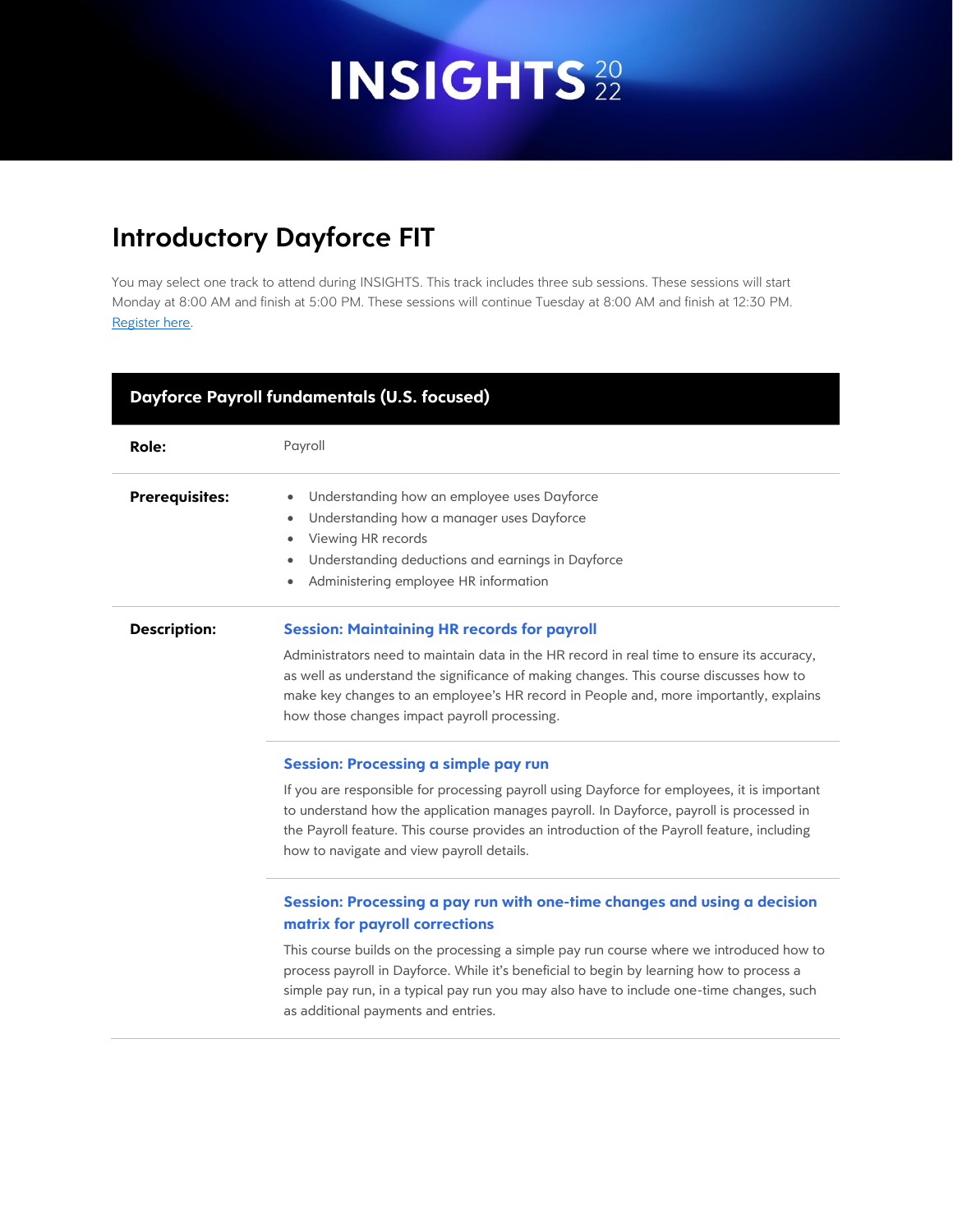# INSIGHTS 2022

## Introductory Dayforce FIT

You may select one track to attend during INSIGHTS. This track includes three sub sessions. These sessions will start Monday at 8:00 AM and finish at 5:00 PM. These sessions will continue Tuesday at 8:00 AM and finish at 12:30 PM. [Register here](#).

### Dayforce Payroll fundamentals (U.S. focused)

**Role:** Payroll

**Prerequisites:**

- Understanding how an employee uses Dayforce
- Understanding how a manager uses Dayforce
- Viewing HR records
- Understanding deductions and earnings in Dayforce
- Administering employee HR information

**Description:**

**Session: Maintaining HR records for payroll**

Administrators need to maintain data in the HR record in real time to ensure its accuracy, as well as understand the significance of making changes. This course discusses how to make key changes to an employee's HR record in People and, more importantly, explains how those changes impact payroll processing.

**Session: Processing a simple pay run**

If you are responsible for processing payroll using Dayforce for employees, it is important to understand how the application manages payroll. In Dayforce, payroll is processed in the Payroll feature. This course provides an introduction of the Payroll feature, including how to navigate and view payroll details.

**Session: Processing a pay run with one-time changes and using a decision matrix for payroll corrections**

This course builds on the processing a simple pay run course where we introduced how to process payroll in Dayforce. While it's beneficial to begin by learning how to process a simple pay run, in a typical pay run you may also have to include one-time changes, such as additional payments and entries.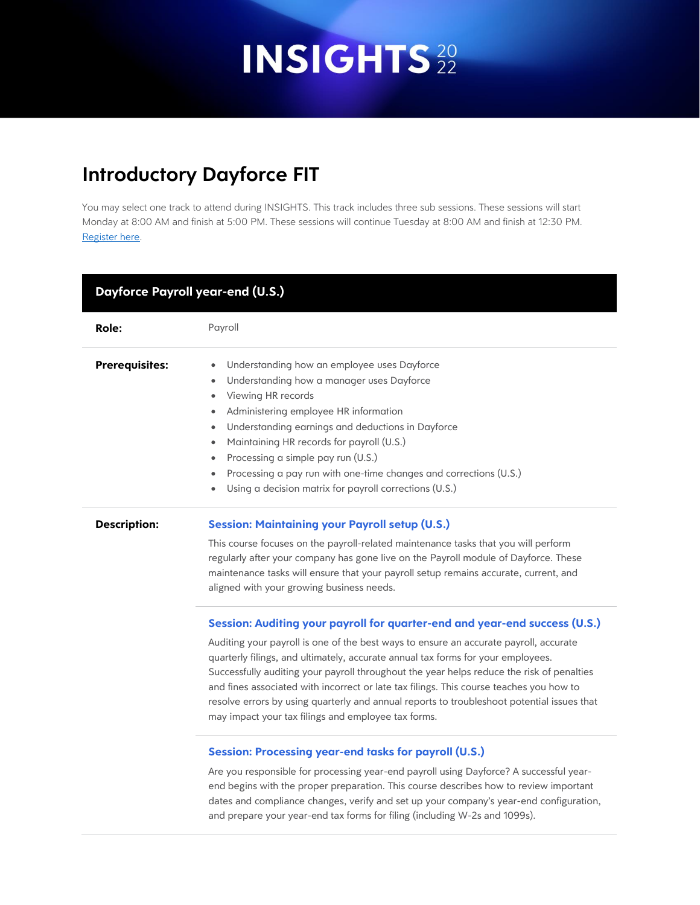# Introductory Dayforce FIT

You may select one track to attend during INSIGHTS. This track includes three sub sessions. These sessions will start Monday at 8:00 AM and finish at 5:00 PM. These sessions will continue Tuesday at 8:00 AM and finish at 12:30 PM. [Register here](#).

| **Dayforce Payroll year-end (U.S.)** | |
|---|---|
| **Role:** | Payroll |
| **Prerequisites:** | • Understanding how an employee uses Dayforce<br>• Understanding how a manager uses Dayforce<br>• Viewing HR records<br>• Administering employee HR information<br>• Understanding earnings and deductions in Dayforce<br>• Maintaining HR records for payroll (U.S.)<br>• Processing a simple pay run (U.S.)<br>• Processing a pay run with one-time changes and corrections (U.S.)<br>• Using a decision matrix for payroll corrections (U.S.) |
| **Description:** | **Session: Maintaining your Payroll setup (U.S.)**<br>This course focuses on the payroll-related maintenance tasks that you will perform regularly after your company has gone live on the Payroll module of Dayforce. These maintenance tasks will ensure that your payroll setup remains accurate, current, and aligned with your growing business needs. |
| | **Session: Auditing your payroll for quarter-end and year-end success (U.S.)**<br>Auditing your payroll is one of the best ways to ensure an accurate payroll, accurate quarterly filings, and ultimately, accurate annual tax forms for your employees. Successfully auditing your payroll throughout the year helps reduce the risk of penalties and fines associated with incorrect or late tax filings. This course teaches you how to resolve errors by using quarterly and annual reports to troubleshoot potential issues that may impact your tax filings and employee tax forms. |
| | **Session: Processing year-end tasks for payroll (U.S.)**<br>Are you responsible for processing year-end payroll using Dayforce? A successful year-end begins with the proper preparation. This course describes how to review important dates and compliance changes, verify and set up your company's year-end configuration, and prepare your year-end tax forms for filing (including W-2s and 1099s). |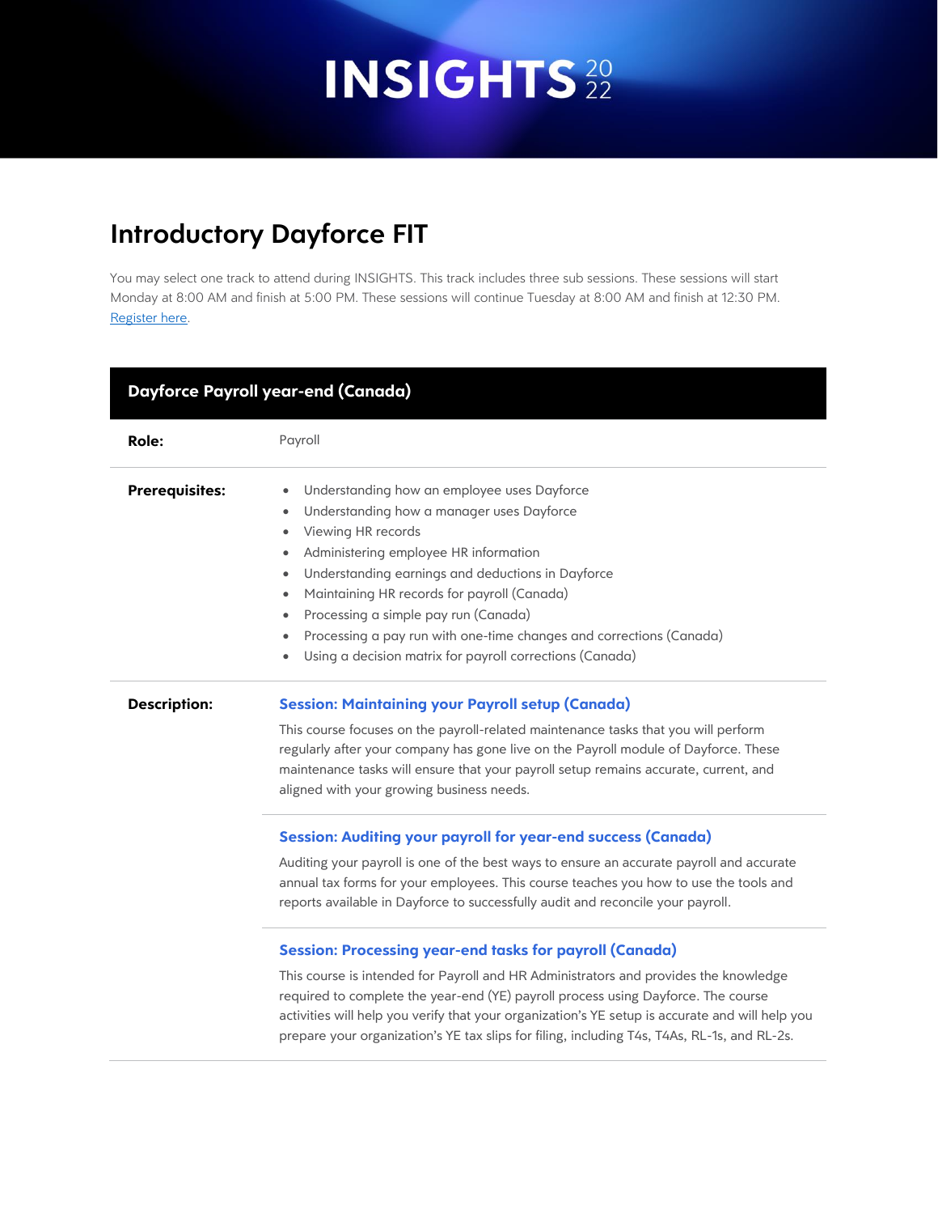# Introductory Dayforce FIT

You may select one track to attend during INSIGHTS. This track includes three sub sessions. These sessions will start Monday at 8:00 AM and finish at 5:00 PM. These sessions will continue Tuesday at 8:00 AM and finish at 12:30 PM. [Register here](#).

## Dayforce Payroll year-end (Canada)

**Role:** Payroll

**Prerequisites:**

- Understanding how an employee uses Dayforce
- Understanding how a manager uses Dayforce
- Viewing HR records
- Administering employee HR information
- Understanding earnings and deductions in Dayforce
- Maintaining HR records for payroll (Canada)
- Processing a simple pay run (Canada)
- Processing a pay run with one-time changes and corrections (Canada)
- Using a decision matrix for payroll corrections (Canada)

**Description:**

### Session: Maintaining your Payroll setup (Canada)

This course focuses on the payroll-related maintenance tasks that you will perform regularly after your company has gone live on the Payroll module of Dayforce. These maintenance tasks will ensure that your payroll setup remains accurate, current, and aligned with your growing business needs.

### Session: Auditing your payroll for year-end success (Canada)

Auditing your payroll is one of the best ways to ensure an accurate payroll and accurate annual tax forms for your employees. This course teaches you how to use the tools and reports available in Dayforce to successfully audit and reconcile your payroll.

### Session: Processing year-end tasks for payroll (Canada)

This course is intended for Payroll and HR Administrators and provides the knowledge required to complete the year-end (YE) payroll process using Dayforce. The course activities will help you verify that your organization's YE setup is accurate and will help you prepare your organization's YE tax slips for filing, including T4s, T4As, RL-1s, and RL-2s.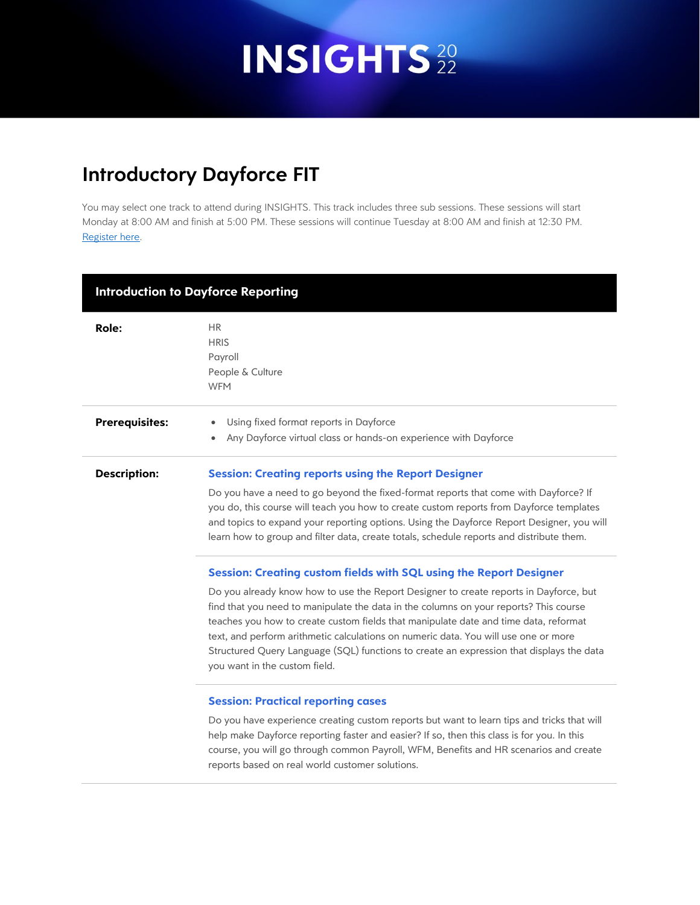# Introductory Dayforce FIT

You may select one track to attend during INSIGHTS. This track includes three sub sessions. These sessions will start Monday at 8:00 AM and finish at 5:00 PM. These sessions will continue Tuesday at 8:00 AM and finish at 12:30 PM. [Register here](#).

## Introduction to Dayforce Reporting

**Role:**

HR
HRIS
Payroll
People & Culture
WFM

**Prerequisites:**

- Using fixed format reports in Dayforce
- Any Dayforce virtual class or hands-on experience with Dayforce

**Description:**

### Session: Creating reports using the Report Designer

Do you have a need to go beyond the fixed-format reports that come with Dayforce? If you do, this course will teach you how to create custom reports from Dayforce templates and topics to expand your reporting options. Using the Dayforce Report Designer, you will learn how to group and filter data, create totals, schedule reports and distribute them.

### Session: Creating custom fields with SQL using the Report Designer

Do you already know how to use the Report Designer to create reports in Dayforce, but find that you need to manipulate the data in the columns on your reports? This course teaches you how to create custom fields that manipulate date and time data, reformat text, and perform arithmetic calculations on numeric data. You will use one or more Structured Query Language (SQL) functions to create an expression that displays the data you want in the custom field.

### Session: Practical reporting cases

Do you have experience creating custom reports but want to learn tips and tricks that will help make Dayforce reporting faster and easier? If so, then this class is for you. In this course, you will go through common Payroll, WFM, Benefits and HR scenarios and create reports based on real world customer solutions.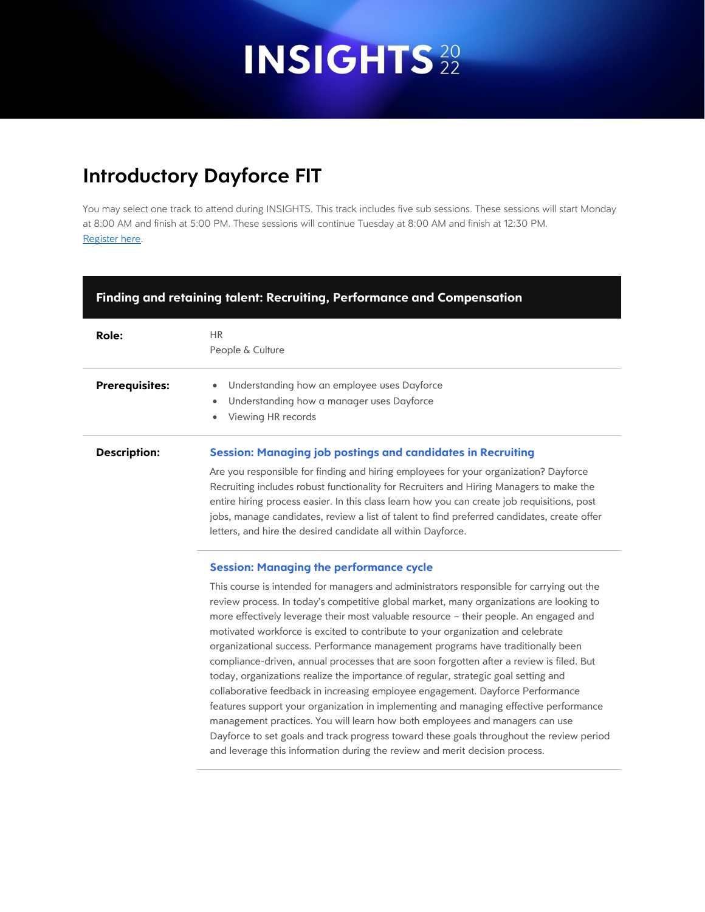# Introductory Dayforce FIT

You may select one track to attend during INSIGHTS. This track includes five sub sessions. These sessions will start Monday at 8:00 AM and finish at 5:00 PM. These sessions will continue Tuesday at 8:00 AM and finish at 12:30 PM. [Register here](#).

| **Finding and retaining talent: Recruiting, Performance and Compensation** | |
|---|---|
| **Role:** | HR<br>People & Culture |
| **Prerequisites:** | • Understanding how an employee uses Dayforce<br>• Understanding how a manager uses Dayforce<br>• Viewing HR records |
| **Description:** | **Session: Managing job postings and candidates in Recruiting**<br>Are you responsible for finding and hiring employees for your organization? Dayforce Recruiting includes robust functionality for Recruiters and Hiring Managers to make the entire hiring process easier. In this class learn how you can create job requisitions, post jobs, manage candidates, review a list of talent to find preferred candidates, create offer letters, and hire the desired candidate all within Dayforce. |
| | **Session: Managing the performance cycle**<br>This course is intended for managers and administrators responsible for carrying out the review process. In today's competitive global market, many organizations are looking to more effectively leverage their most valuable resource – their people. An engaged and motivated workforce is excited to contribute to your organization and celebrate organizational success. Performance management programs have traditionally been compliance-driven, annual processes that are soon forgotten after a review is filed. But today, organizations realize the importance of regular, strategic goal setting and collaborative feedback in increasing employee engagement. Dayforce Performance features support your organization in implementing and managing effective performance management practices. You will learn how both employees and managers can use Dayforce to set goals and track progress toward these goals throughout the review period and leverage this information during the review and merit decision process. |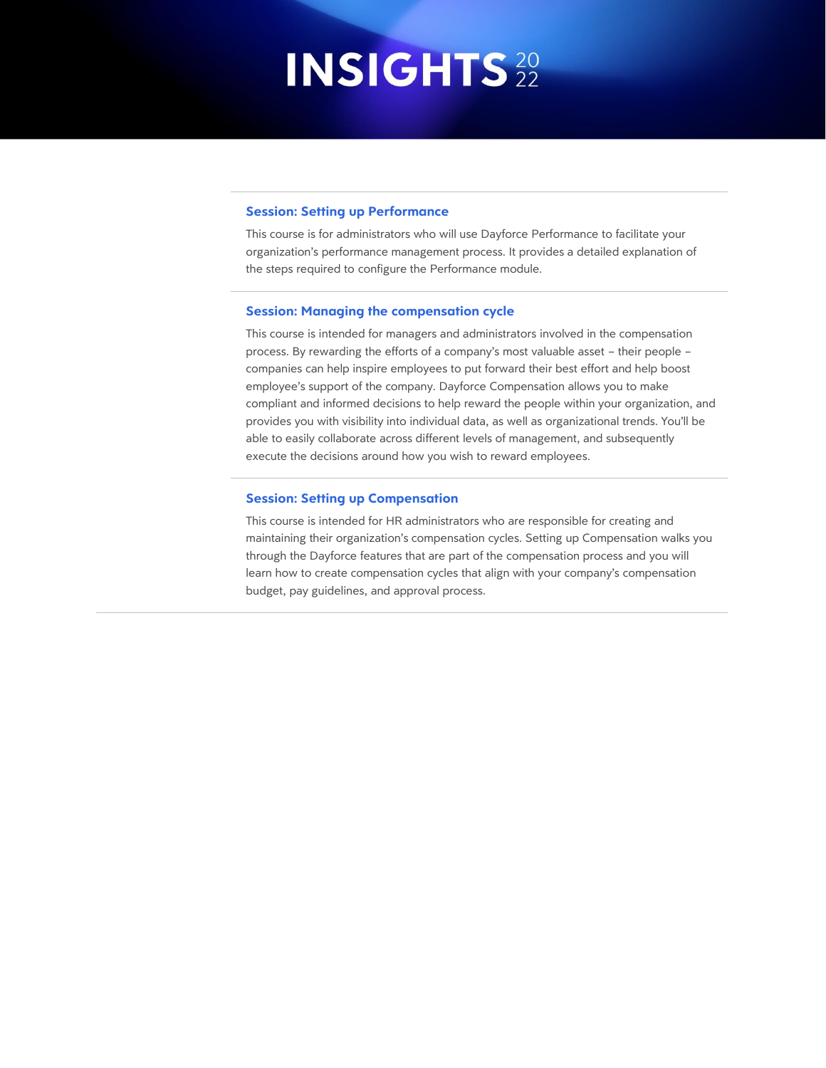### Session: Setting up Performance

This course is for administrators who will use Dayforce Performance to facilitate your organization's performance management process. It provides a detailed explanation of the steps required to configure the Performance module.

### Session: Managing the compensation cycle

This course is intended for managers and administrators involved in the compensation process. By rewarding the efforts of a company's most valuable asset – their people – companies can help inspire employees to put forward their best effort and help boost employee's support of the company. Dayforce Compensation allows you to make compliant and informed decisions to help reward the people within your organization, and provides you with visibility into individual data, as well as organizational trends. You'll be able to easily collaborate across different levels of management, and subsequently execute the decisions around how you wish to reward employees.

### Session: Setting up Compensation

This course is intended for HR administrators who are responsible for creating and maintaining their organization's compensation cycles. Setting up Compensation walks you through the Dayforce features that are part of the compensation process and you will learn how to create compensation cycles that align with your company's compensation budget, pay guidelines, and approval process.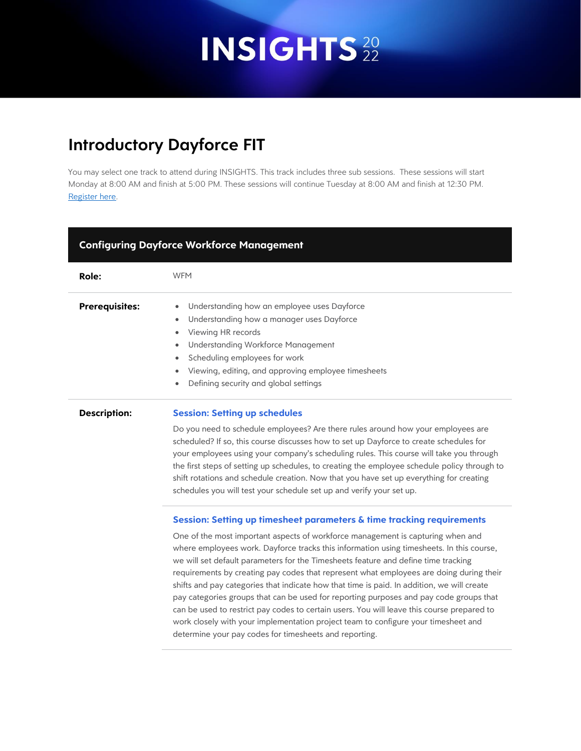# Introductory Dayforce FIT

You may select one track to attend during INSIGHTS. This track includes three sub sessions. These sessions will start Monday at 8:00 AM and finish at 5:00 PM. These sessions will continue Tuesday at 8:00 AM and finish at 12:30 PM. [Register here](#).

## Configuring Dayforce Workforce Management

**Role:** WFM

**Prerequisites:**

- Understanding how an employee uses Dayforce
- Understanding how a manager uses Dayforce
- Viewing HR records
- Understanding Workforce Management
- Scheduling employees for work
- Viewing, editing, and approving employee timesheets
- Defining security and global settings

**Description:**

### Session: Setting up schedules

Do you need to schedule employees? Are there rules around how your employees are scheduled? If so, this course discusses how to set up Dayforce to create schedules for your employees using your company's scheduling rules. This course will take you through the first steps of setting up schedules, to creating the employee schedule policy through to shift rotations and schedule creation. Now that you have set up everything for creating schedules you will test your schedule set up and verify your set up.

### Session: Setting up timesheet parameters & time tracking requirements

One of the most important aspects of workforce management is capturing when and where employees work. Dayforce tracks this information using timesheets. In this course, we will set default parameters for the Timesheets feature and define time tracking requirements by creating pay codes that represent what employees are doing during their shifts and pay categories that indicate how that time is paid. In addition, we will create pay categories groups that can be used for reporting purposes and pay code groups that can be used to restrict pay codes to certain users. You will leave this course prepared to work closely with your implementation project team to configure your timesheet and determine your pay codes for timesheets and reporting.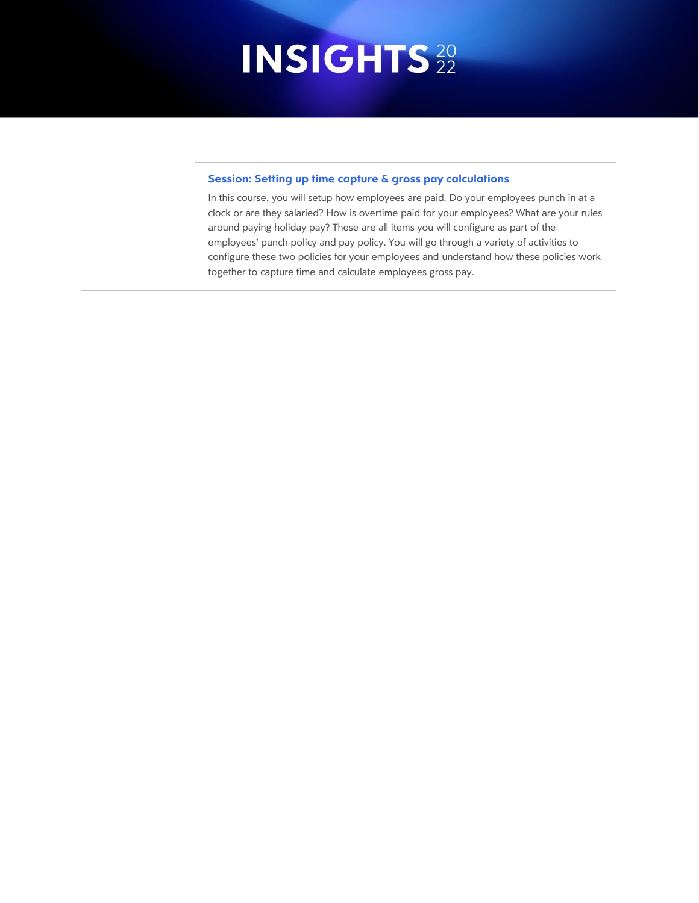### Session: Setting up time capture & gross pay calculations

In this course, you will setup how employees are paid. Do your employees punch in at a clock or are they salaried? How is overtime paid for your employees? What are your rules around paying holiday pay? These are all items you will configure as part of the employees' punch policy and pay policy. You will go through a variety of activities to configure these two policies for your employees and understand how these policies work together to capture time and calculate employees gross pay.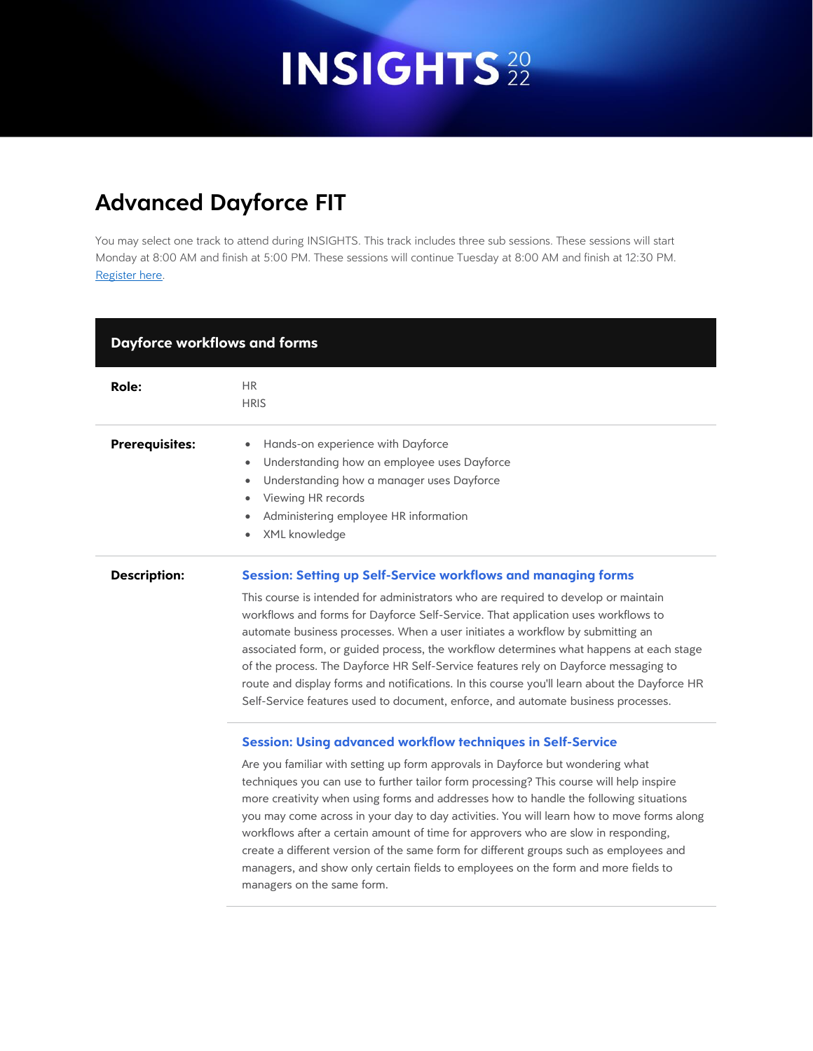# Advanced Dayforce FIT

You may select one track to attend during INSIGHTS. This track includes three sub sessions. These sessions will start Monday at 8:00 AM and finish at 5:00 PM. These sessions will continue Tuesday at 8:00 AM and finish at 12:30 PM. [Register here](Register here).

## Dayforce workflows and forms

**Role:**

HR
HRIS

**Prerequisites:**

- Hands-on experience with Dayforce
- Understanding how an employee uses Dayforce
- Understanding how a manager uses Dayforce
- Viewing HR records
- Administering employee HR information
- XML knowledge

**Description:**

### Session: Setting up Self-Service workflows and managing forms

This course is intended for administrators who are required to develop or maintain workflows and forms for Dayforce Self-Service. That application uses workflows to automate business processes. When a user initiates a workflow by submitting an associated form, or guided process, the workflow determines what happens at each stage of the process. The Dayforce HR Self-Service features rely on Dayforce messaging to route and display forms and notifications. In this course you'll learn about the Dayforce HR Self-Service features used to document, enforce, and automate business processes.

### Session: Using advanced workflow techniques in Self-Service

Are you familiar with setting up form approvals in Dayforce but wondering what techniques you can use to further tailor form processing? This course will help inspire more creativity when using forms and addresses how to handle the following situations you may come across in your day to day activities. You will learn how to move forms along workflows after a certain amount of time for approvers who are slow in responding, create a different version of the same form for different groups such as employees and managers, and show only certain fields to employees on the form and more fields to managers on the same form.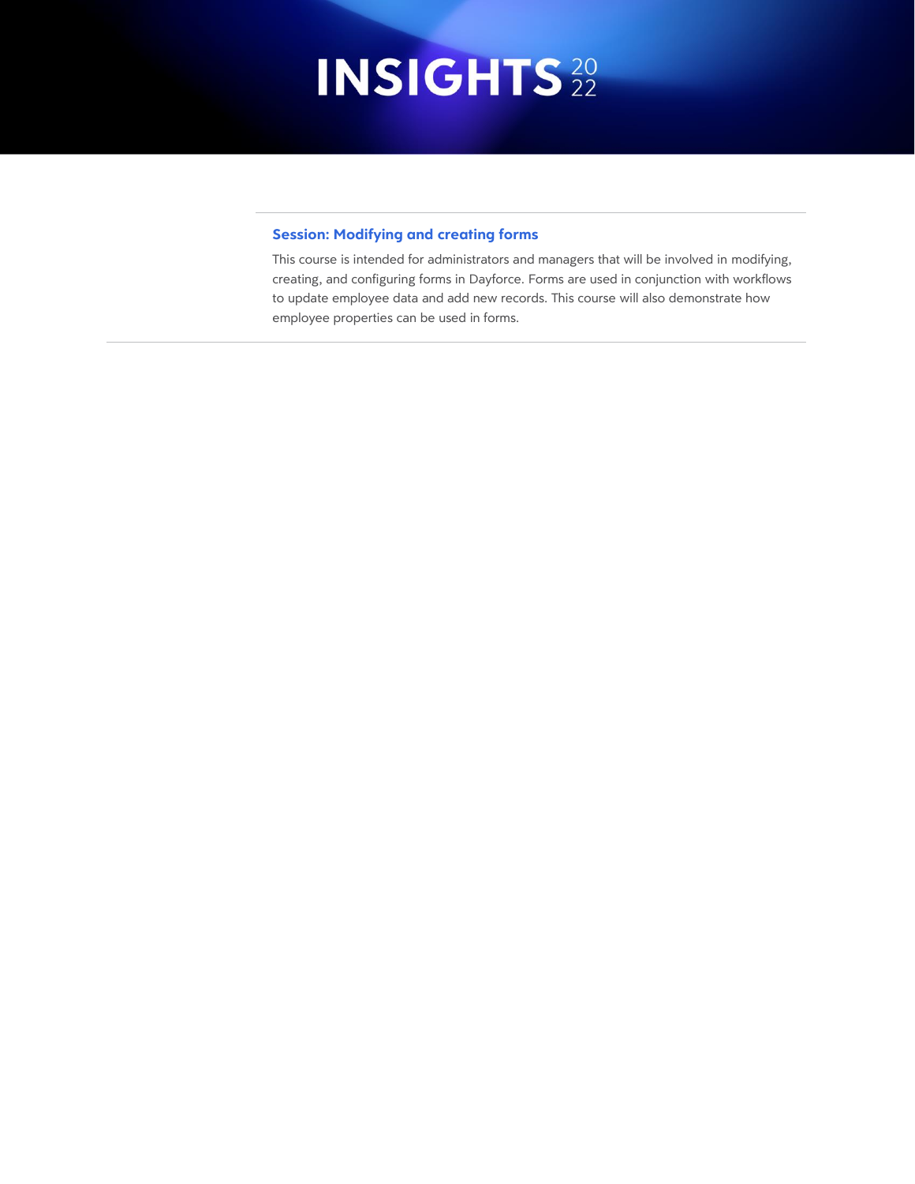### Session: Modifying and creating forms

This course is intended for administrators and managers that will be involved in modifying, creating, and configuring forms in Dayforce. Forms are used in conjunction with workflows to update employee data and add new records. This course will also demonstrate how employee properties can be used in forms.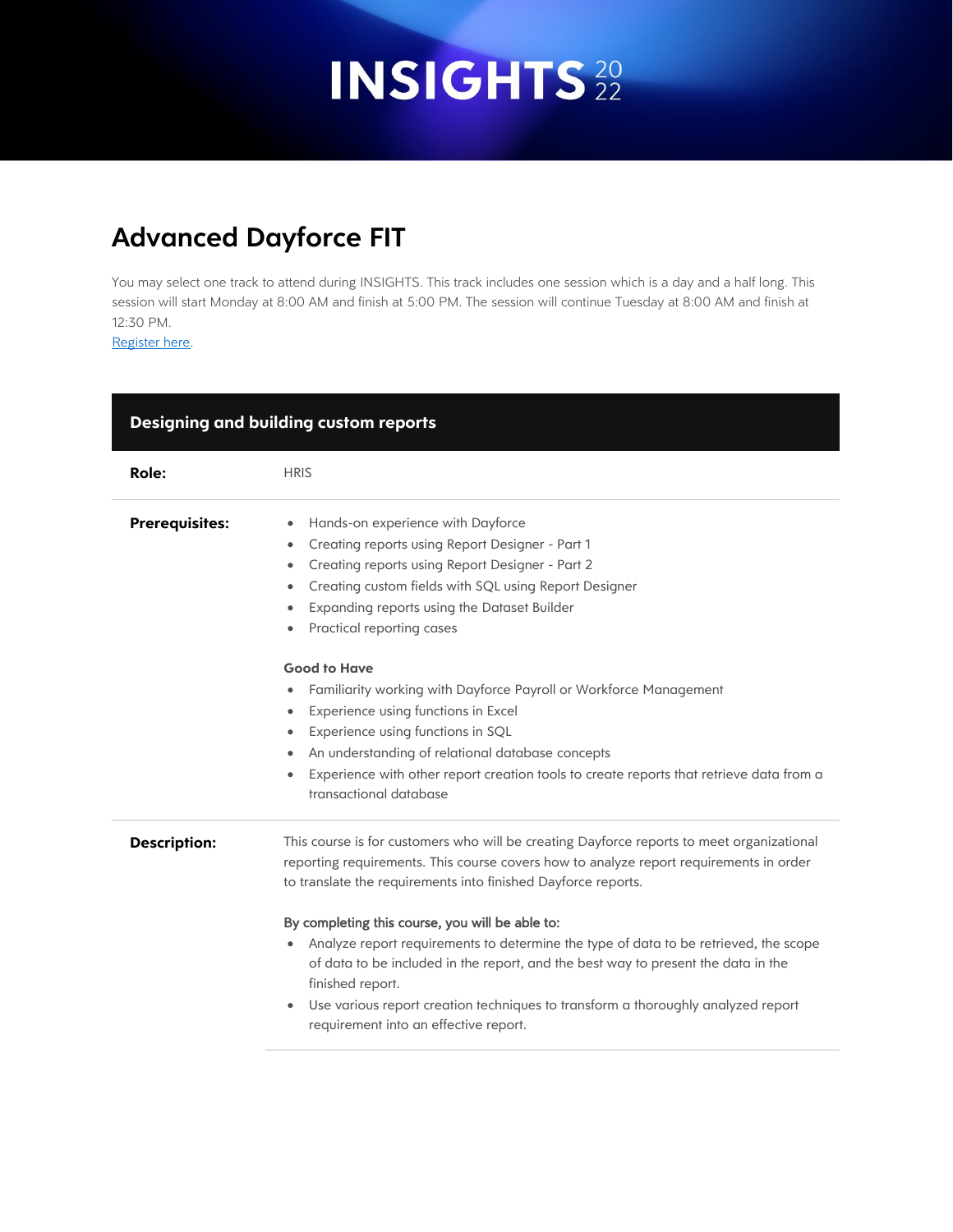# INSIGHTS 2022

## Advanced Dayforce FIT

You may select one track to attend during INSIGHTS. This track includes one session which is a day and a half long. This session will start Monday at 8:00 AM and finish at 5:00 PM. The session will continue Tuesday at 8:00 AM and finish at 12:30 PM.
[Register here].

### Designing and building custom reports

**Role:** HRIS

**Prerequisites:**

- Hands-on experience with Dayforce
- Creating reports using Report Designer - Part 1
- Creating reports using Report Designer - Part 2
- Creating custom fields with SQL using Report Designer
- Expanding reports using the Dataset Builder
- Practical reporting cases

**Good to Have**

- Familiarity working with Dayforce Payroll or Workforce Management
- Experience using functions in Excel
- Experience using functions in SQL
- An understanding of relational database concepts
- Experience with other report creation tools to create reports that retrieve data from a transactional database

**Description:**

This course is for customers who will be creating Dayforce reports to meet organizational reporting requirements. This course covers how to analyze report requirements in order to translate the requirements into finished Dayforce reports.

**By completing this course, you will be able to:**

- Analyze report requirements to determine the type of data to be retrieved, the scope of data to be included in the report, and the best way to present the data in the finished report.
- Use various report creation techniques to transform a thoroughly analyzed report requirement into an effective report.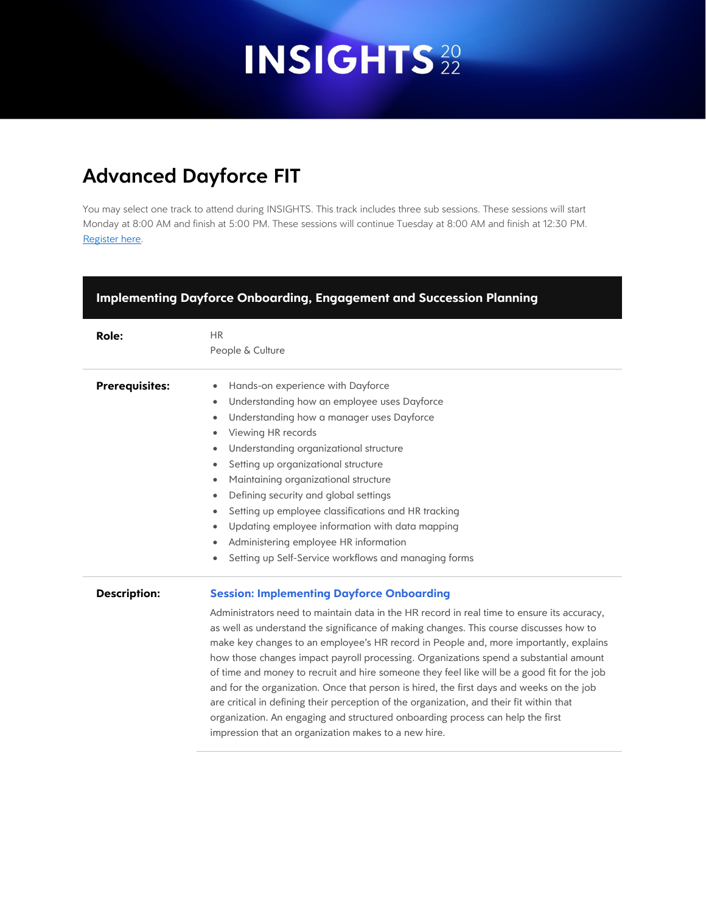# Advanced Dayforce FIT

You may select one track to attend during INSIGHTS. This track includes three sub sessions. These sessions will start Monday at 8:00 AM and finish at 5:00 PM. These sessions will continue Tuesday at 8:00 AM and finish at 12:30 PM. Register here.

## Implementing Dayforce Onboarding, Engagement and Succession Planning

**Role:**

HR
People & Culture

**Prerequisites:**

- Hands-on experience with Dayforce
- Understanding how an employee uses Dayforce
- Understanding how a manager uses Dayforce
- Viewing HR records
- Understanding organizational structure
- Setting up organizational structure
- Maintaining organizational structure
- Defining security and global settings
- Setting up employee classifications and HR tracking
- Updating employee information with data mapping
- Administering employee HR information
- Setting up Self-Service workflows and managing forms

**Description:**

### Session: Implementing Dayforce Onboarding

Administrators need to maintain data in the HR record in real time to ensure its accuracy, as well as understand the significance of making changes. This course discusses how to make key changes to an employee's HR record in People and, more importantly, explains how those changes impact payroll processing. Organizations spend a substantial amount of time and money to recruit and hire someone they feel like will be a good fit for the job and for the organization. Once that person is hired, the first days and weeks on the job are critical in defining their perception of the organization, and their fit within that organization. An engaging and structured onboarding process can help the first impression that an organization makes to a new hire.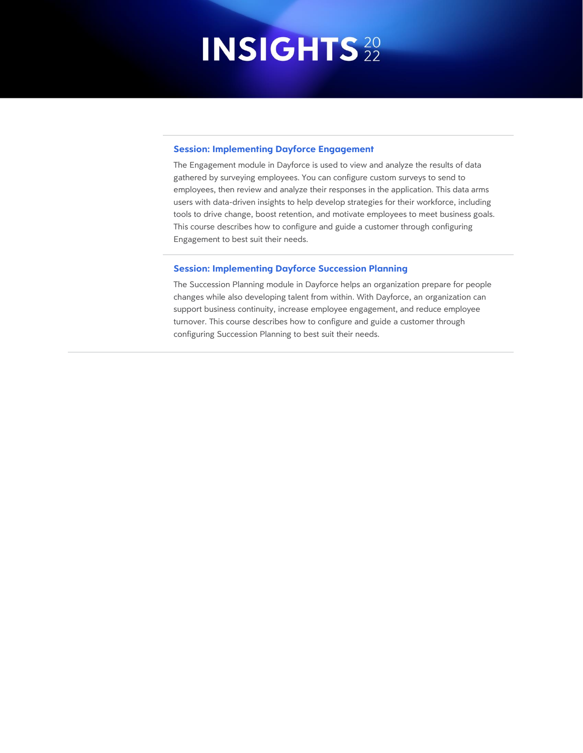### Session: Implementing Dayforce Engagement

The Engagement module in Dayforce is used to view and analyze the results of data gathered by surveying employees. You can configure custom surveys to send to employees, then review and analyze their responses in the application. This data arms users with data-driven insights to help develop strategies for their workforce, including tools to drive change, boost retention, and motivate employees to meet business goals. This course describes how to configure and guide a customer through configuring Engagement to best suit their needs.

### Session: Implementing Dayforce Succession Planning

The Succession Planning module in Dayforce helps an organization prepare for people changes while also developing talent from within. With Dayforce, an organization can support business continuity, increase employee engagement, and reduce employee turnover. This course describes how to configure and guide a customer through configuring Succession Planning to best suit their needs.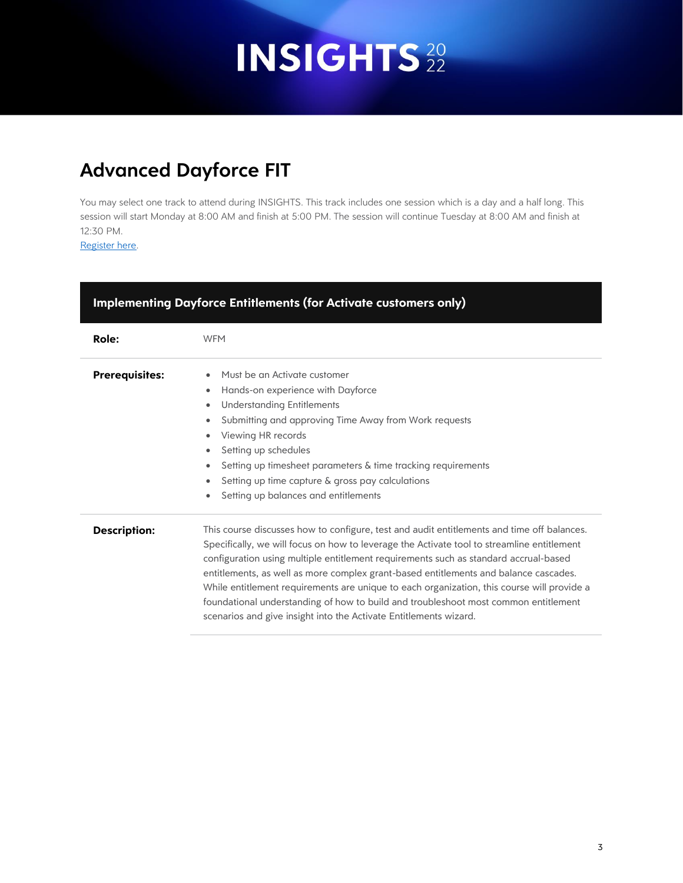# Advanced Dayforce FIT

You may select one track to attend during INSIGHTS. This track includes one session which is a day and a half long. This session will start Monday at 8:00 AM and finish at 5:00 PM. The session will continue Tuesday at 8:00 AM and finish at 12:30 PM.
[Register here](#).

| Implementing Dayforce Entitlements (for Activate customers only) | |
|---|---|
| **Role:** | WFM |
| **Prerequisites:** | • Must be an Activate customer<br>• Hands-on experience with Dayforce<br>• Understanding Entitlements<br>• Submitting and approving Time Away from Work requests<br>• Viewing HR records<br>• Setting up schedules<br>• Setting up timesheet parameters & time tracking requirements<br>• Setting up time capture & gross pay calculations<br>• Setting up balances and entitlements |
| **Description:** | This course discusses how to configure, test and audit entitlements and time off balances. Specifically, we will focus on how to leverage the Activate tool to streamline entitlement configuration using multiple entitlement requirements such as standard accrual-based entitlements, as well as more complex grant-based entitlements and balance cascades. While entitlement requirements are unique to each organization, this course will provide a foundational understanding of how to build and troubleshoot most common entitlement scenarios and give insight into the Activate Entitlements wizard. |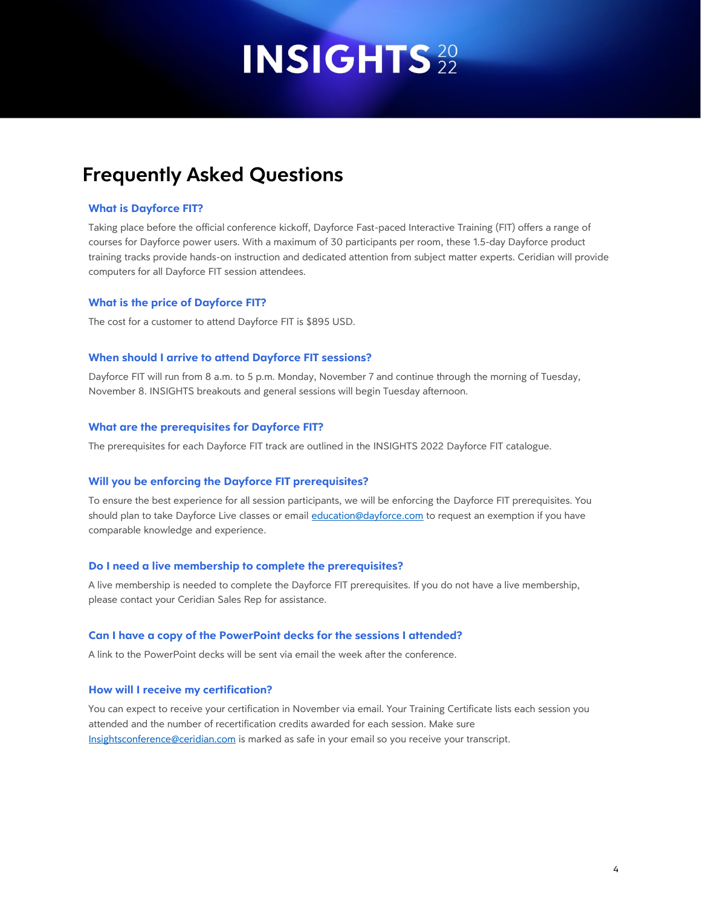# INSIGHTS 2022

## Frequently Asked Questions

### What is Dayforce FIT?

Taking place before the official conference kickoff, Dayforce Fast-paced Interactive Training (FIT) offers a range of courses for Dayforce power users. With a maximum of 30 participants per room, these 1.5-day Dayforce product training tracks provide hands-on instruction and dedicated attention from subject matter experts. Ceridian will provide computers for all Dayforce FIT session attendees.

### What is the price of Dayforce FIT?

The cost for a customer to attend Dayforce FIT is $895 USD.

### When should I arrive to attend Dayforce FIT sessions?

Dayforce FIT will run from 8 a.m. to 5 p.m. Monday, November 7 and continue through the morning of Tuesday, November 8. INSIGHTS breakouts and general sessions will begin Tuesday afternoon.

### What are the prerequisites for Dayforce FIT?

The prerequisites for each Dayforce FIT track are outlined in the INSIGHTS 2022 Dayforce FIT catalogue.

### Will you be enforcing the Dayforce FIT prerequisites?

To ensure the best experience for all session participants, we will be enforcing the Dayforce FIT prerequisites. You should plan to take Dayforce Live classes or email education@dayforce.com to request an exemption if you have comparable knowledge and experience.

### Do I need a live membership to complete the prerequisites?

A live membership is needed to complete the Dayforce FIT prerequisites. If you do not have a live membership, please contact your Ceridian Sales Rep for assistance.

### Can I have a copy of the PowerPoint decks for the sessions I attended?

A link to the PowerPoint decks will be sent via email the week after the conference.

### How will I receive my certification?

You can expect to receive your certification in November via email. Your Training Certificate lists each session you attended and the number of recertification credits awarded for each session. Make sure Insightsconference@ceridian.com is marked as safe in your email so you receive your transcript.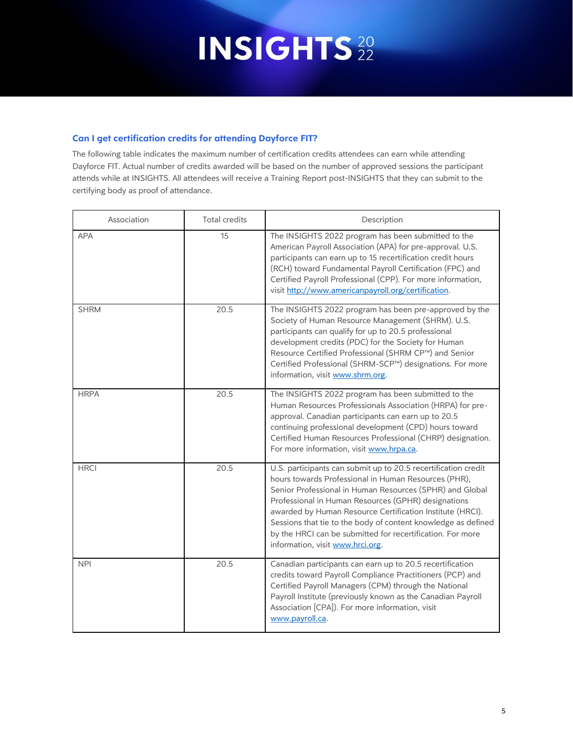# INSIGHTS 2022

### Can I get certification credits for attending Dayforce FIT?

The following table indicates the maximum number of certification credits attendees can earn while attending Dayforce FIT. Actual number of credits awarded will be based on the number of approved sessions the participant attends while at INSIGHTS. All attendees will receive a Training Report post-INSIGHTS that they can submit to the certifying body as proof of attendance.

| Association | Total credits | Description |
|---|---|---|
| APA | 15 | The INSIGHTS 2022 program has been submitted to the American Payroll Association (APA) for pre-approval. U.S. participants can earn up to 15 recertification credit hours (RCH) toward Fundamental Payroll Certification (FPC) and Certified Payroll Professional (CPP). For more information, visit http://www.americanpayroll.org/certification. |
| SHRM | 20.5 | The INSIGHTS 2022 program has been pre-approved by the Society of Human Resource Management (SHRM). U.S. participants can qualify for up to 20.5 professional development credits (PDC) for the Society for Human Resource Certified Professional (SHRM CP™) and Senior Certified Professional (SHRM-SCP™) designations. For more information, visit www.shrm.org. |
| HRPA | 20.5 | The INSIGHTS 2022 program has been submitted to the Human Resources Professionals Association (HRPA) for pre-approval. Canadian participants can earn up to 20.5 continuing professional development (CPD) hours toward Certified Human Resources Professional (CHRP) designation. For more information, visit www.hrpa.ca. |
| HRCI | 20.5 | U.S. participants can submit up to 20.5 recertification credit hours towards Professional in Human Resources (PHR), Senior Professional in Human Resources (SPHR) and Global Professional in Human Resources (GPHR) designations awarded by Human Resource Certification Institute (HRCI). Sessions that tie to the body of content knowledge as defined by the HRCI can be submitted for recertification. For more information, visit www.hrci.org. |
| NPI | 20.5 | Canadian participants can earn up to 20.5 recertification credits toward Payroll Compliance Practitioners (PCP) and Certified Payroll Managers (CPM) through the National Payroll Institute (previously known as the Canadian Payroll Association [CPA]). For more information, visit www.payroll.ca. |